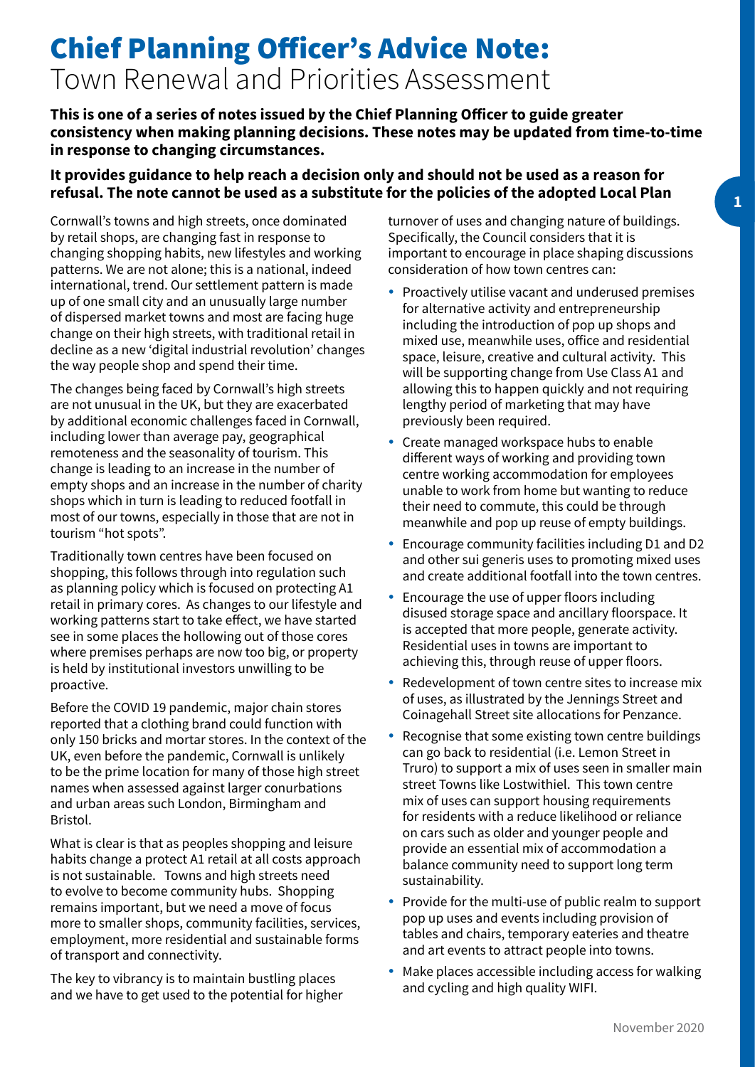# Chief Planning Officer's Advice Note:
## Town Renewal and Priorities Assessment

**This is one of a series of notes issued by the Chief Planning Officer to guide greater consistency when making planning decisions. These notes may be updated from time-to-time in response to changing circumstances.**

**It provides guidance to help reach a decision only and should not be used as a reason for refusal. The note cannot be used as a substitute for the policies of the adopted Local Plan**

Cornwall's towns and high streets, once dominated by retail shops, are changing fast in response to changing shopping habits, new lifestyles and working patterns. We are not alone; this is a national, indeed international, trend. Our settlement pattern is made up of one small city and an unusually large number of dispersed market towns and most are facing huge change on their high streets, with traditional retail in decline as a new 'digital industrial revolution' changes the way people shop and spend their time.

The changes being faced by Cornwall's high streets are not unusual in the UK, but they are exacerbated by additional economic challenges faced in Cornwall, including lower than average pay, geographical remoteness and the seasonality of tourism. This change is leading to an increase in the number of empty shops and an increase in the number of charity shops which in turn is leading to reduced footfall in most of our towns, especially in those that are not in tourism "hot spots".

Traditionally town centres have been focused on shopping, this follows through into regulation such as planning policy which is focused on protecting A1 retail in primary cores. As changes to our lifestyle and working patterns start to take effect, we have started see in some places the hollowing out of those cores where premises perhaps are now too big, or property is held by institutional investors unwilling to be proactive.

Before the COVID 19 pandemic, major chain stores reported that a clothing brand could function with only 150 bricks and mortar stores. In the context of the UK, even before the pandemic, Cornwall is unlikely to be the prime location for many of those high street names when assessed against larger conurbations and urban areas such London, Birmingham and Bristol.

What is clear is that as peoples shopping and leisure habits change a protect A1 retail at all costs approach is not sustainable. Towns and high streets need to evolve to become community hubs. Shopping remains important, but we need a move of focus more to smaller shops, community facilities, services, employment, more residential and sustainable forms of transport and connectivity.

The key to vibrancy is to maintain bustling places and we have to get used to the potential for higher turnover of uses and changing nature of buildings. Specifically, the Council considers that it is important to encourage in place shaping discussions consideration of how town centres can:

- Proactively utilise vacant and underused premises for alternative activity and entrepreneurship including the introduction of pop up shops and mixed use, meanwhile uses, office and residential space, leisure, creative and cultural activity. This will be supporting change from Use Class A1 and allowing this to happen quickly and not requiring lengthy period of marketing that may have previously been required.
- Create managed workspace hubs to enable different ways of working and providing town centre working accommodation for employees unable to work from home but wanting to reduce their need to commute, this could be through meanwhile and pop up reuse of empty buildings.
- Encourage community facilities including D1 and D2 and other sui generis uses to promoting mixed uses and create additional footfall into the town centres.
- Encourage the use of upper floors including disused storage space and ancillary floorspace. It is accepted that more people, generate activity. Residential uses in towns are important to achieving this, through reuse of upper floors.
- Redevelopment of town centre sites to increase mix of uses, as illustrated by the Jennings Street and Coinagehall Street site allocations for Penzance.
- Recognise that some existing town centre buildings can go back to residential (i.e. Lemon Street in Truro) to support a mix of uses seen in smaller main street Towns like Lostwithiel. This town centre mix of uses can support housing requirements for residents with a reduce likelihood or reliance on cars such as older and younger people and provide an essential mix of accommodation a balance community need to support long term sustainability.
- Provide for the multi-use of public realm to support pop up uses and events including provision of tables and chairs, temporary eateries and theatre and art events to attract people into towns.
- Make places accessible including access for walking and cycling and high quality WIFI.

November 2020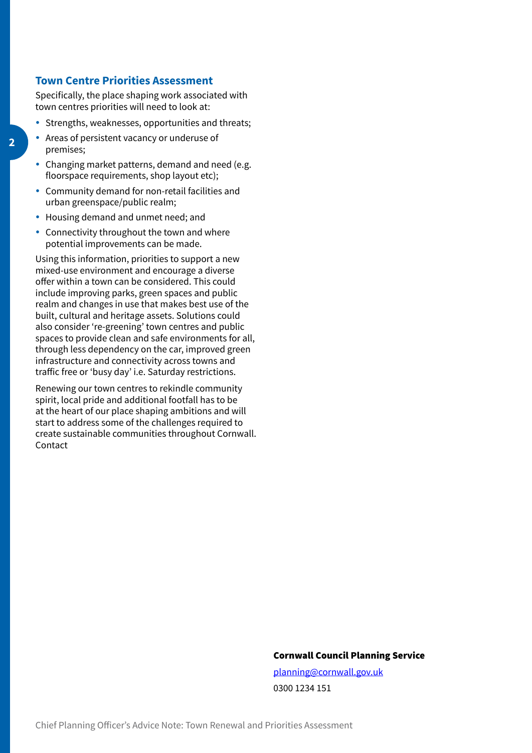## Town Centre Priorities Assessment

Specifically, the place shaping work associated with town centres priorities will need to look at:

- Strengths, weaknesses, opportunities and threats;
- Areas of persistent vacancy or underuse of premises;
- Changing market patterns, demand and need (e.g. floorspace requirements, shop layout etc);
- Community demand for non-retail facilities and urban greenspace/public realm;
- Housing demand and unmet need; and
- Connectivity throughout the town and where potential improvements can be made.

Using this information, priorities to support a new mixed-use environment and encourage a diverse offer within a town can be considered. This could include improving parks, green spaces and public realm and changes in use that makes best use of the built, cultural and heritage assets. Solutions could also consider 're-greening' town centres and public spaces to provide clean and safe environments for all, through less dependency on the car, improved green infrastructure and connectivity across towns and traffic free or 'busy day' i.e. Saturday restrictions.

Renewing our town centres to rekindle community spirit, local pride and additional footfall has to be at the heart of our place shaping ambitions and will start to address some of the challenges required to create sustainable communities throughout Cornwall.
Contact

**Cornwall Council Planning Service**

planning@cornwall.gov.uk

0300 1234 151